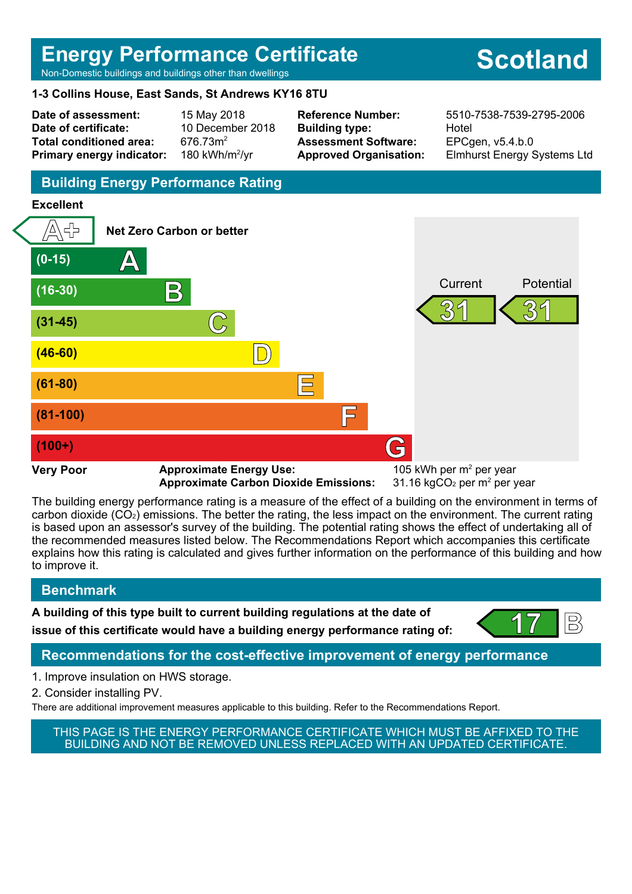# Energy Performance Certificate

Non-Domestic buildings and buildings other than dwellings

**Scotland**

**1-3 Collins House, East Sands, St Andrews KY16 8TU**

| | | | |
|---|---|---|---|
| **Date of assessment:** | 15 May 2018 | **Reference Number:** | 5510-7538-7539-2795-2006 |
| **Date of certificate:** | 10 December 2018 | **Building type:** | Hotel |
| **Total conditioned area:** | 676.73m$^2$ | **Assessment Software:** | EPCgen, v5.4.b.0 |
| **Primary energy indicator:** | 180 kWh/m$^2$/yr | **Approved Organisation:** | Elmhurst Energy Systems Ltd |

## Building Energy Performance Rating

**Excellent**

| Band | Rating |
|---|---|
| Net Zero Carbon or better | A+ |
| (0-15) | A |
| (16-30) | B |
| (31-45) | C |
| (46-60) | D |
| (61-80) | E |
| (81-100) | F |
| (100+) | G |

**Very Poor**

Current: 31

Potential: 31

**Approximate Energy Use:** 105 kWh per m$^2$ per year

**Approximate Carbon Dioxide Emissions:** 31.16 kg$CO_2$ per m$^2$ per year

The building energy performance rating is a measure of the effect of a building on the environment in terms of carbon dioxide ($CO_2$) emissions. The better the rating, the less impact on the environment. The current rating is based upon an assessor's survey of the building. The potential rating shows the effect of undertaking all of the recommended measures listed below. The Recommendations Report which accompanies this certificate explains how this rating is calculated and gives further information on the performance of this building and how to improve it.

## Benchmark

**A building of this type built to current building regulations at the date of issue of this certificate would have a building energy performance rating of:** 17 B

## Recommendations for the cost-effective improvement of energy performance

1. Improve insulation on HWS storage.
2. Consider installing PV.

There are additional improvement measures applicable to this building. Refer to the Recommendations Report.

THIS PAGE IS THE ENERGY PERFORMANCE CERTIFICATE WHICH MUST BE AFFIXED TO THE BUILDING AND NOT BE REMOVED UNLESS REPLACED WITH AN UPDATED CERTIFICATE.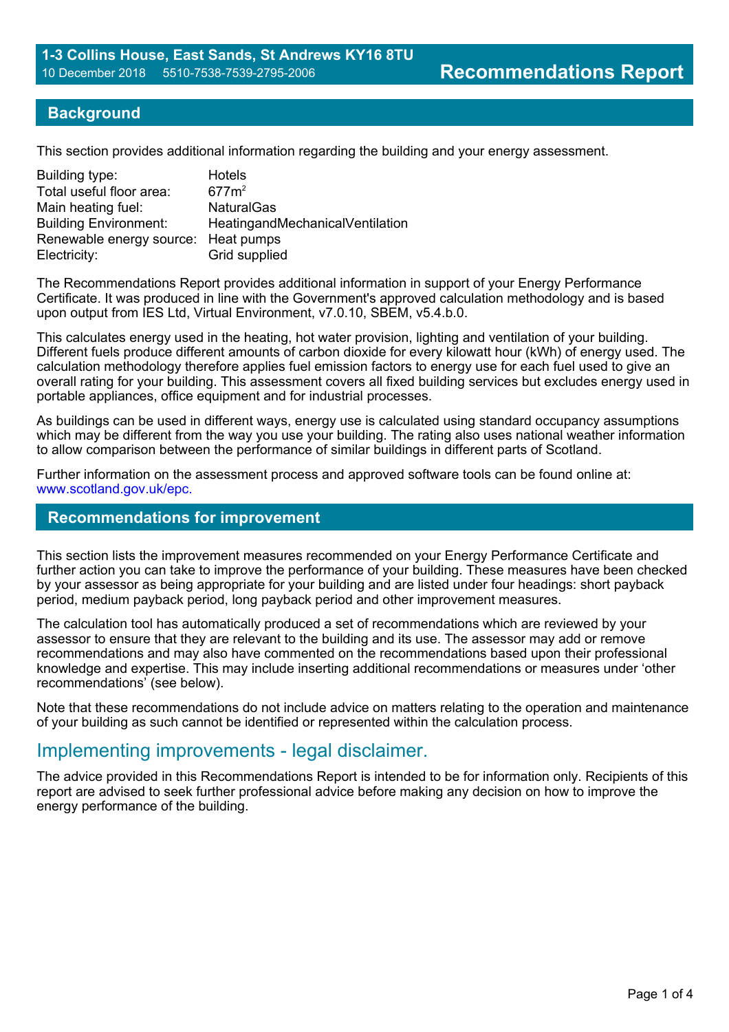**1-3 Collins House, East Sands, St Andrews KY16 8TU**
10 December 2018 5510-7538-7539-2795-2006

# Recommendations Report

## Background

This section provides additional information regarding the building and your energy assessment.

| | |
|---|---|
| Building type: | Hotels |
| Total useful floor area: | 677m$^2$ |
| Main heating fuel: | NaturalGas |
| Building Environment: | HeatingandMechanicalVentilation |
| Renewable energy source: | Heat pumps |
| Electricity: | Grid supplied |

The Recommendations Report provides additional information in support of your Energy Performance Certificate. It was produced in line with the Government's approved calculation methodology and is based upon output from IES Ltd, Virtual Environment, v7.0.10, SBEM, v5.4.b.0.

This calculates energy used in the heating, hot water provision, lighting and ventilation of your building. Different fuels produce different amounts of carbon dioxide for every kilowatt hour (kWh) of energy used. The calculation methodology therefore applies fuel emission factors to energy use for each fuel used to give an overall rating for your building. This assessment covers all fixed building services but excludes energy used in portable appliances, office equipment and for industrial processes.

As buildings can be used in different ways, energy use is calculated using standard occupancy assumptions which may be different from the way you use your building. The rating also uses national weather information to allow comparison between the performance of similar buildings in different parts of Scotland.

Further information on the assessment process and approved software tools can be found online at: www.scotland.gov.uk/epc.

## Recommendations for improvement

This section lists the improvement measures recommended on your Energy Performance Certificate and further action you can take to improve the performance of your building. These measures have been checked by your assessor as being appropriate for your building and are listed under four headings: short payback period, medium payback period, long payback period and other improvement measures.

The calculation tool has automatically produced a set of recommendations which are reviewed by your assessor to ensure that they are relevant to the building and its use. The assessor may add or remove recommendations and may also have commented on the recommendations based upon their professional knowledge and expertise. This may include inserting additional recommendations or measures under 'other recommendations' (see below).

Note that these recommendations do not include advice on matters relating to the operation and maintenance of your building as such cannot be identified or represented within the calculation process.

## Implementing improvements - legal disclaimer.

The advice provided in this Recommendations Report is intended to be for information only. Recipients of this report are advised to seek further professional advice before making any decision on how to improve the energy performance of the building.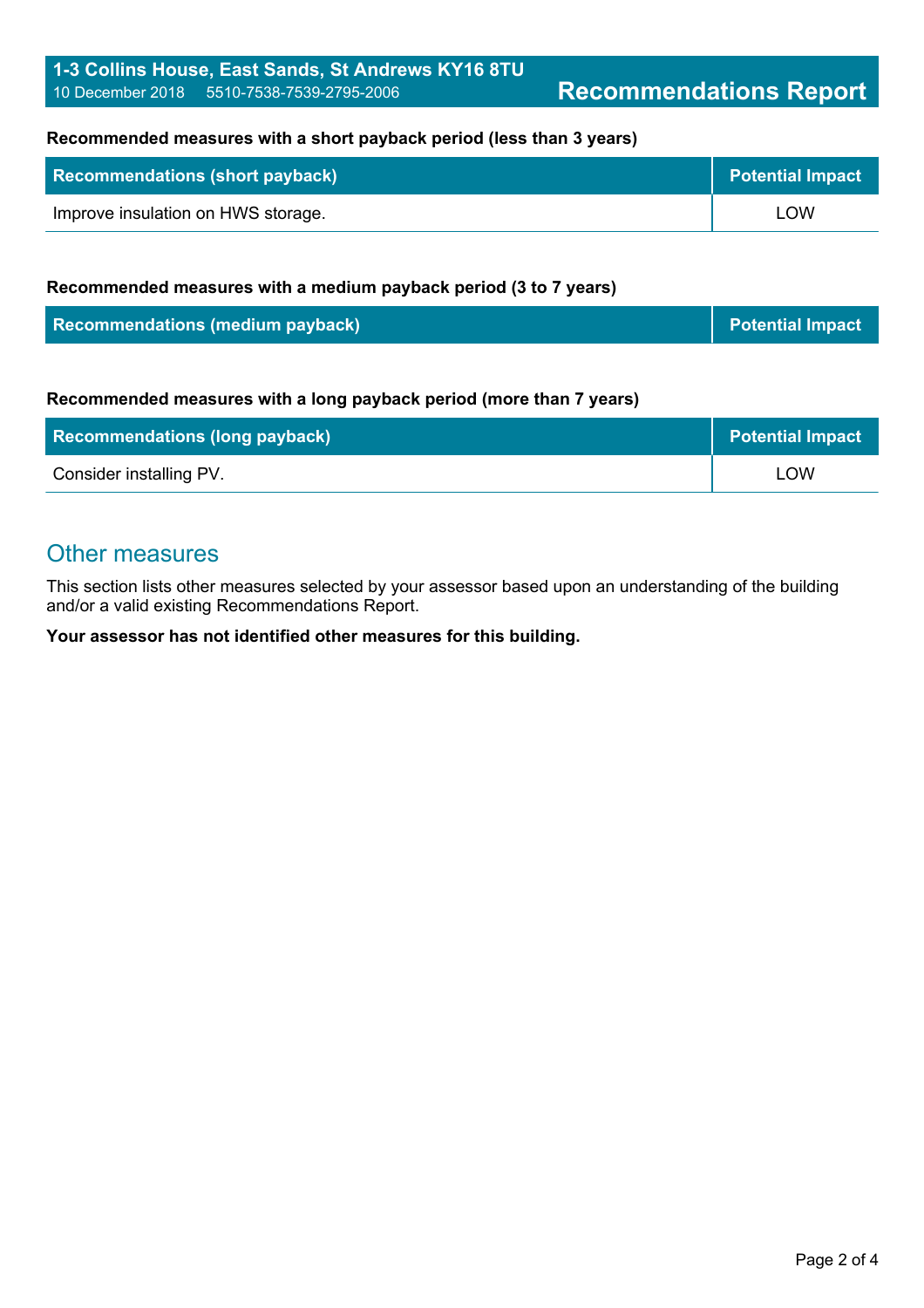**Recommended measures with a short payback period (less than 3 years)**

| Recommendations (short payback) | Potential Impact |
|---|---|
| Improve insulation on HWS storage. | LOW |

**Recommended measures with a medium payback period (3 to 7 years)**

| Recommendations (medium payback) | Potential Impact |
|---|---|

**Recommended measures with a long payback period (more than 7 years)**

| Recommendations (long payback) | Potential Impact |
|---|---|
| Consider installing PV. | LOW |

## Other measures

This section lists other measures selected by your assessor based upon an understanding of the building and/or a valid existing Recommendations Report.

**Your assessor has not identified other measures for this building.**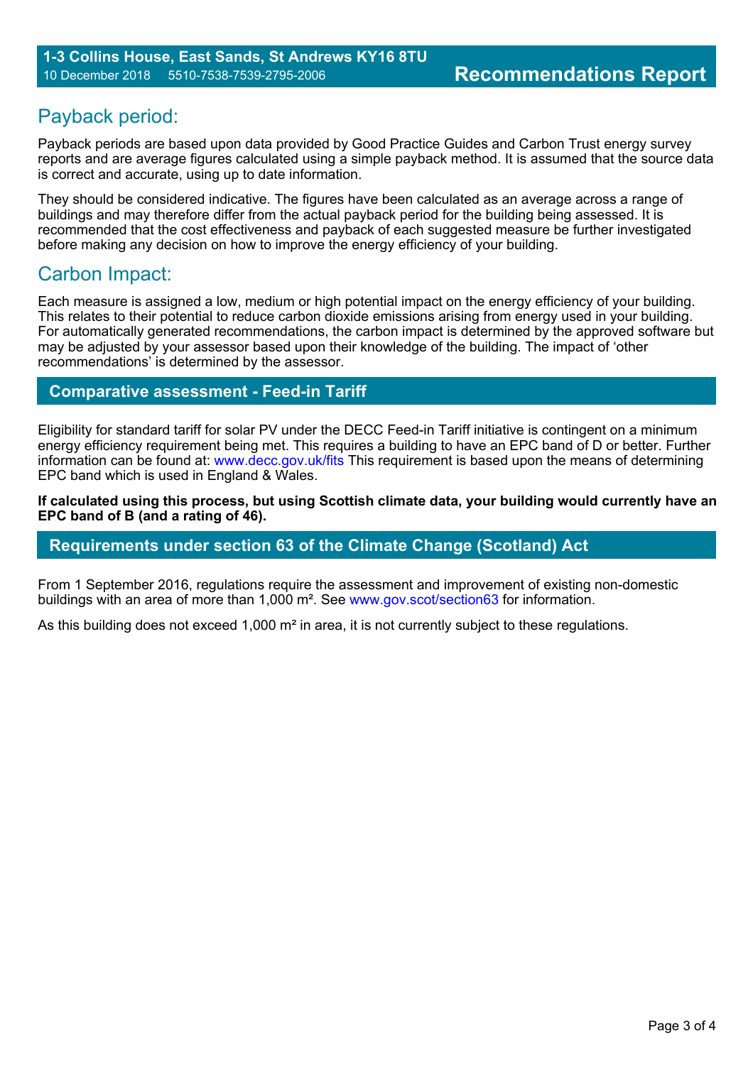## Payback period:

Payback periods are based upon data provided by Good Practice Guides and Carbon Trust energy survey reports and are average figures calculated using a simple payback method. It is assumed that the source data is correct and accurate, using up to date information.

They should be considered indicative. The figures have been calculated as an average across a range of buildings and may therefore differ from the actual payback period for the building being assessed. It is recommended that the cost effectiveness and payback of each suggested measure be further investigated before making any decision on how to improve the energy efficiency of your building.

## Carbon Impact:

Each measure is assigned a low, medium or high potential impact on the energy efficiency of your building. This relates to their potential to reduce carbon dioxide emissions arising from energy used in your building. For automatically generated recommendations, the carbon impact is determined by the approved software but may be adjusted by your assessor based upon their knowledge of the building. The impact of 'other recommendations' is determined by the assessor.

## Comparative assessment - Feed-in Tariff

Eligibility for standard tariff for solar PV under the DECC Feed-in Tariff initiative is contingent on a minimum energy efficiency requirement being met. This requires a building to have an EPC band of D or better. Further information can be found at: www.decc.gov.uk/fits This requirement is based upon the means of determining EPC band which is used in England & Wales.

**If calculated using this process, but using Scottish climate data, your building would currently have an EPC band of B (and a rating of 46).**

## Requirements under section 63 of the Climate Change (Scotland) Act

From 1 September 2016, regulations require the assessment and improvement of existing non-domestic buildings with an area of more than 1,000 m². See www.gov.scot/section63 for information.

As this building does not exceed 1,000 m² in area, it is not currently subject to these regulations.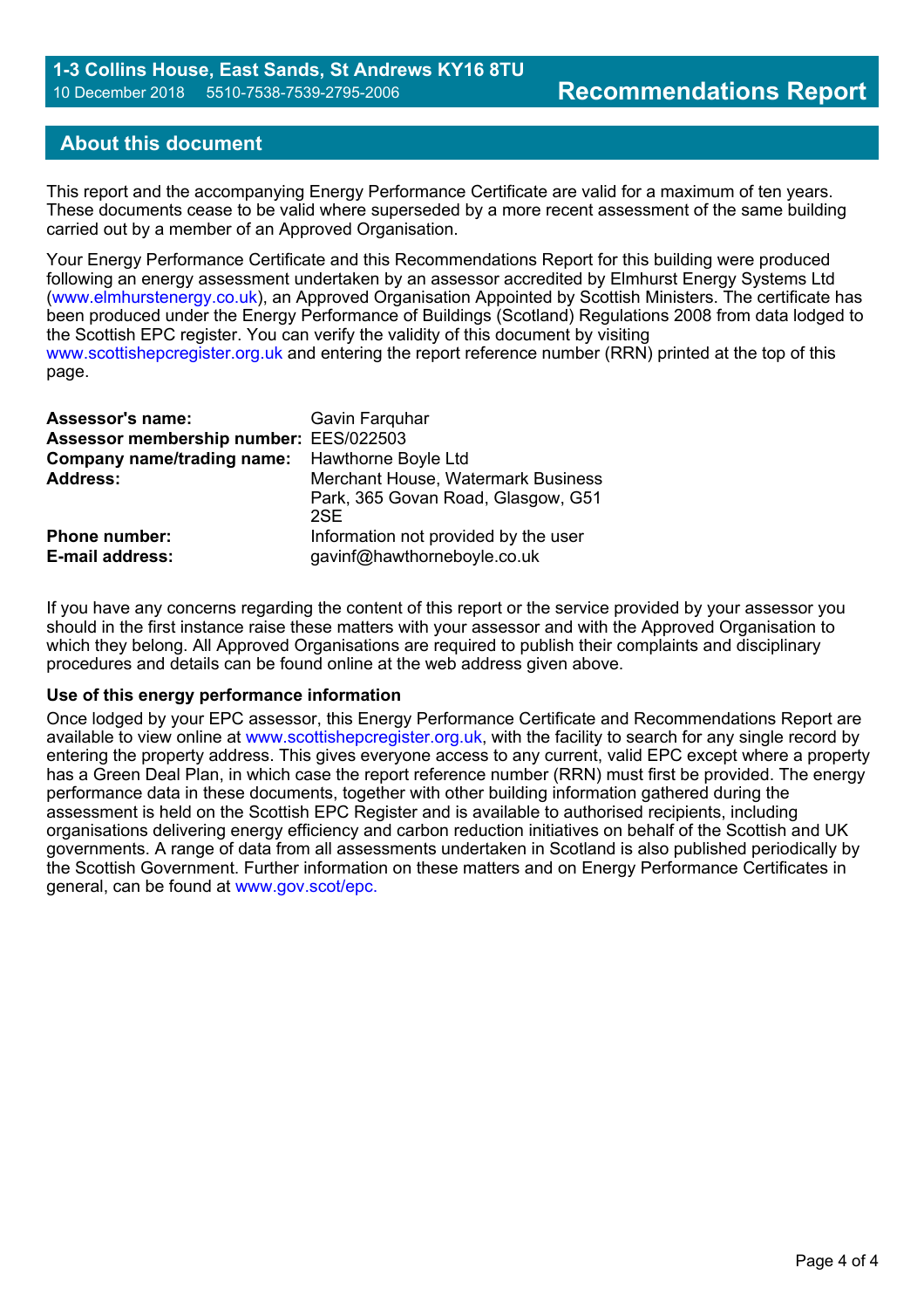## About this document

This report and the accompanying Energy Performance Certificate are valid for a maximum of ten years. These documents cease to be valid where superseded by a more recent assessment of the same building carried out by a member of an Approved Organisation.

Your Energy Performance Certificate and this Recommendations Report for this building were produced following an energy assessment undertaken by an assessor accredited by Elmhurst Energy Systems Ltd (www.elmhurstenergy.co.uk), an Approved Organisation Appointed by Scottish Ministers. The certificate has been produced under the Energy Performance of Buildings (Scotland) Regulations 2008 from data lodged to the Scottish EPC register. You can verify the validity of this document by visiting www.scottishepcregister.org.uk and entering the report reference number (RRN) printed at the top of this page.

| | |
|---|---|
| **Assessor's name:** | Gavin Farquhar |
| **Assessor membership number:** | EES/022503 |
| **Company name/trading name:** | Hawthorne Boyle Ltd |
| **Address:** | Merchant House, Watermark Business Park, 365 Govan Road, Glasgow, G51 2SE |
| **Phone number:** | Information not provided by the user |
| **E-mail address:** | gavinf@hawthorneboyle.co.uk |

If you have any concerns regarding the content of this report or the service provided by your assessor you should in the first instance raise these matters with your assessor and with the Approved Organisation to which they belong. All Approved Organisations are required to publish their complaints and disciplinary procedures and details can be found online at the web address given above.

**Use of this energy performance information**

Once lodged by your EPC assessor, this Energy Performance Certificate and Recommendations Report are available to view online at www.scottishepcregister.org.uk, with the facility to search for any single record by entering the property address. This gives everyone access to any current, valid EPC except where a property has a Green Deal Plan, in which case the report reference number (RRN) must first be provided. The energy performance data in these documents, together with other building information gathered during the assessment is held on the Scottish EPC Register and is available to authorised recipients, including organisations delivering energy efficiency and carbon reduction initiatives on behalf of the Scottish and UK governments. A range of data from all assessments undertaken in Scotland is also published periodically by the Scottish Government. Further information on these matters and on Energy Performance Certificates in general, can be found at www.gov.scot/epc.